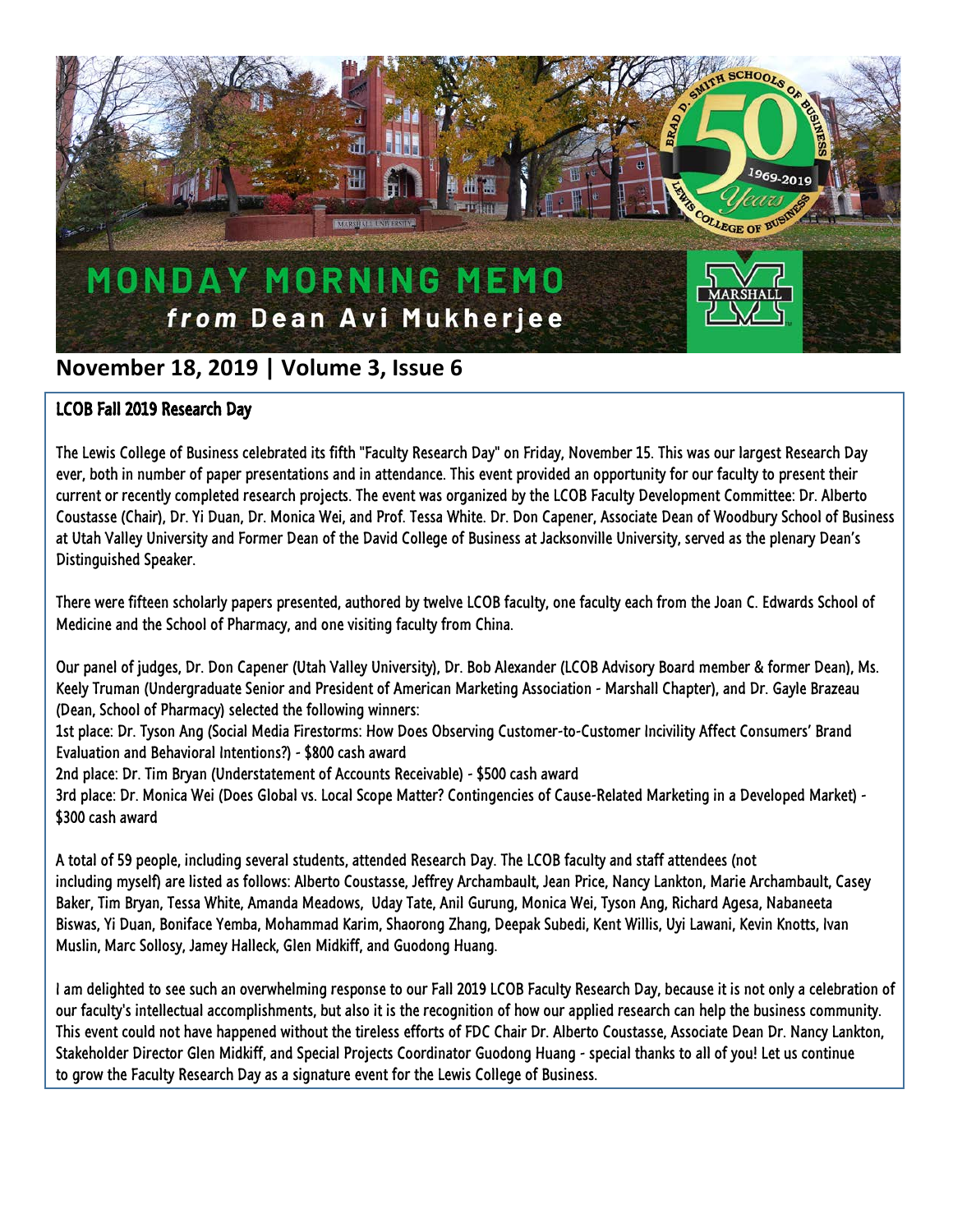# MONDAY MORNING MEMO
### *from* Dean Avi Mukherjee

## November 18, 2019 | Volume 3, Issue 6

### LCOB Fall 2019 Research Day

The Lewis College of Business celebrated its fifth "Faculty Research Day" on Friday, November 15. This was our largest Research Day ever, both in number of paper presentations and in attendance. This event provided an opportunity for our faculty to present their current or recently completed research projects. The event was organized by the LCOB Faculty Development Committee: Dr. Alberto Coustasse (Chair), Dr. Yi Duan, Dr. Monica Wei, and Prof. Tessa White. Dr. Don Capener, Associate Dean of Woodbury School of Business at Utah Valley University and Former Dean of the David College of Business at Jacksonville University, served as the plenary Dean's Distinguished Speaker.

There were fifteen scholarly papers presented, authored by twelve LCOB faculty, one faculty each from the Joan C. Edwards School of Medicine and the School of Pharmacy, and one visiting faculty from China.

Our panel of judges, Dr. Don Capener (Utah Valley University), Dr. Bob Alexander (LCOB Advisory Board member & former Dean), Ms. Keely Truman (Undergraduate Senior and President of American Marketing Association - Marshall Chapter), and Dr. Gayle Brazeau (Dean, School of Pharmacy) selected the following winners:
1st place: Dr. Tyson Ang (Social Media Firestorms: How Does Observing Customer-to-Customer Incivility Affect Consumers' Brand Evaluation and Behavioral Intentions?) - $800 cash award
2nd place: Dr. Tim Bryan (Understatement of Accounts Receivable) - $500 cash award
3rd place: Dr. Monica Wei (Does Global vs. Local Scope Matter? Contingencies of Cause-Related Marketing in a Developed Market) - $300 cash award

A total of 59 people, including several students, attended Research Day. The LCOB faculty and staff attendees (not including myself) are listed as follows: Alberto Coustasse, Jeffrey Archambault, Jean Price, Nancy Lankton, Marie Archambault, Casey Baker, Tim Bryan, Tessa White, Amanda Meadows, Uday Tate, Anil Gurung, Monica Wei, Tyson Ang, Richard Agesa, Nabaneeta Biswas, Yi Duan, Boniface Yemba, Mohammad Karim, Shaorong Zhang, Deepak Subedi, Kent Willis, Uyi Lawani, Kevin Knotts, Ivan Muslin, Marc Sollosy, Jamey Halleck, Glen Midkiff, and Guodong Huang.

I am delighted to see such an overwhelming response to our Fall 2019 LCOB Faculty Research Day, because it is not only a celebration of our faculty's intellectual accomplishments, but also it is the recognition of how our applied research can help the business community. This event could not have happened without the tireless efforts of FDC Chair Dr. Alberto Coustasse, Associate Dean Dr. Nancy Lankton, Stakeholder Director Glen Midkiff, and Special Projects Coordinator Guodong Huang - special thanks to all of you! Let us continue to grow the Faculty Research Day as a signature event for the Lewis College of Business.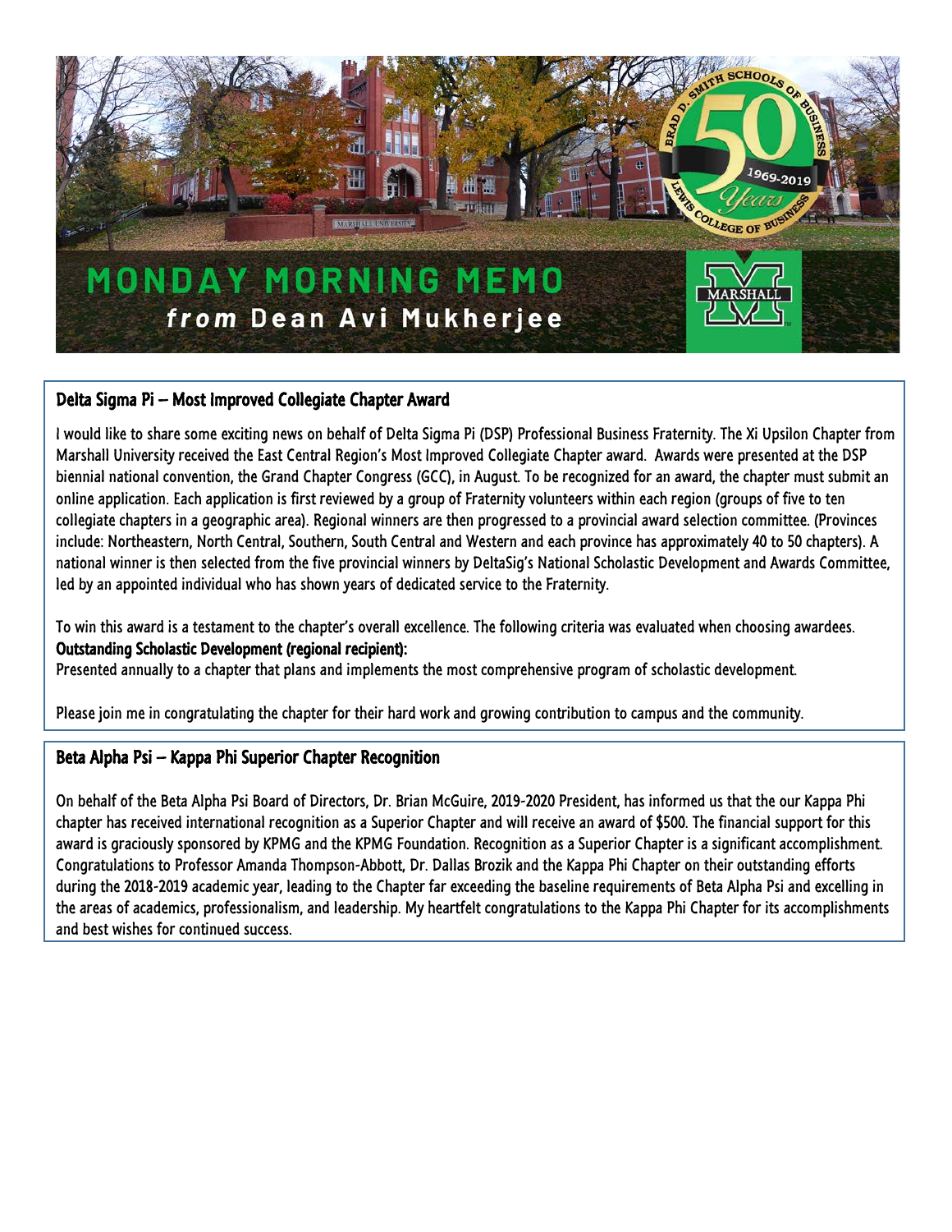# MONDAY MORNING MEMO

*from* **Dean Avi Mukherjee**

## Delta Sigma Pi – Most Improved Collegiate Chapter Award

I would like to share some exciting news on behalf of Delta Sigma Pi (DSP) Professional Business Fraternity. The Xi Upsilon Chapter from Marshall University received the East Central Region's Most Improved Collegiate Chapter award. Awards were presented at the DSP biennial national convention, the Grand Chapter Congress (GCC), in August. To be recognized for an award, the chapter must submit an online application. Each application is first reviewed by a group of Fraternity volunteers within each region (groups of five to ten collegiate chapters in a geographic area). Regional winners are then progressed to a provincial award selection committee. (Provinces include: Northeastern, North Central, Southern, South Central and Western and each province has approximately 40 to 50 chapters). A national winner is then selected from the five provincial winners by DeltaSig's National Scholastic Development and Awards Committee, led by an appointed individual who has shown years of dedicated service to the Fraternity.

To win this award is a testament to the chapter's overall excellence. The following criteria was evaluated when choosing awardees.

**Outstanding Scholastic Development (regional recipient):**

Presented annually to a chapter that plans and implements the most comprehensive program of scholastic development.

Please join me in congratulating the chapter for their hard work and growing contribution to campus and the community.

## Beta Alpha Psi – Kappa Phi Superior Chapter Recognition

On behalf of the Beta Alpha Psi Board of Directors, Dr. Brian McGuire, 2019-2020 President, has informed us that the our Kappa Phi chapter has received international recognition as a Superior Chapter and will receive an award of $500. The financial support for this award is graciously sponsored by KPMG and the KPMG Foundation. Recognition as a Superior Chapter is a significant accomplishment. Congratulations to Professor Amanda Thompson-Abbott, Dr. Dallas Brozik and the Kappa Phi Chapter on their outstanding efforts during the 2018-2019 academic year, leading to the Chapter far exceeding the baseline requirements of Beta Alpha Psi and excelling in the areas of academics, professionalism, and leadership. My heartfelt congratulations to the Kappa Phi Chapter for its accomplishments and best wishes for continued success.